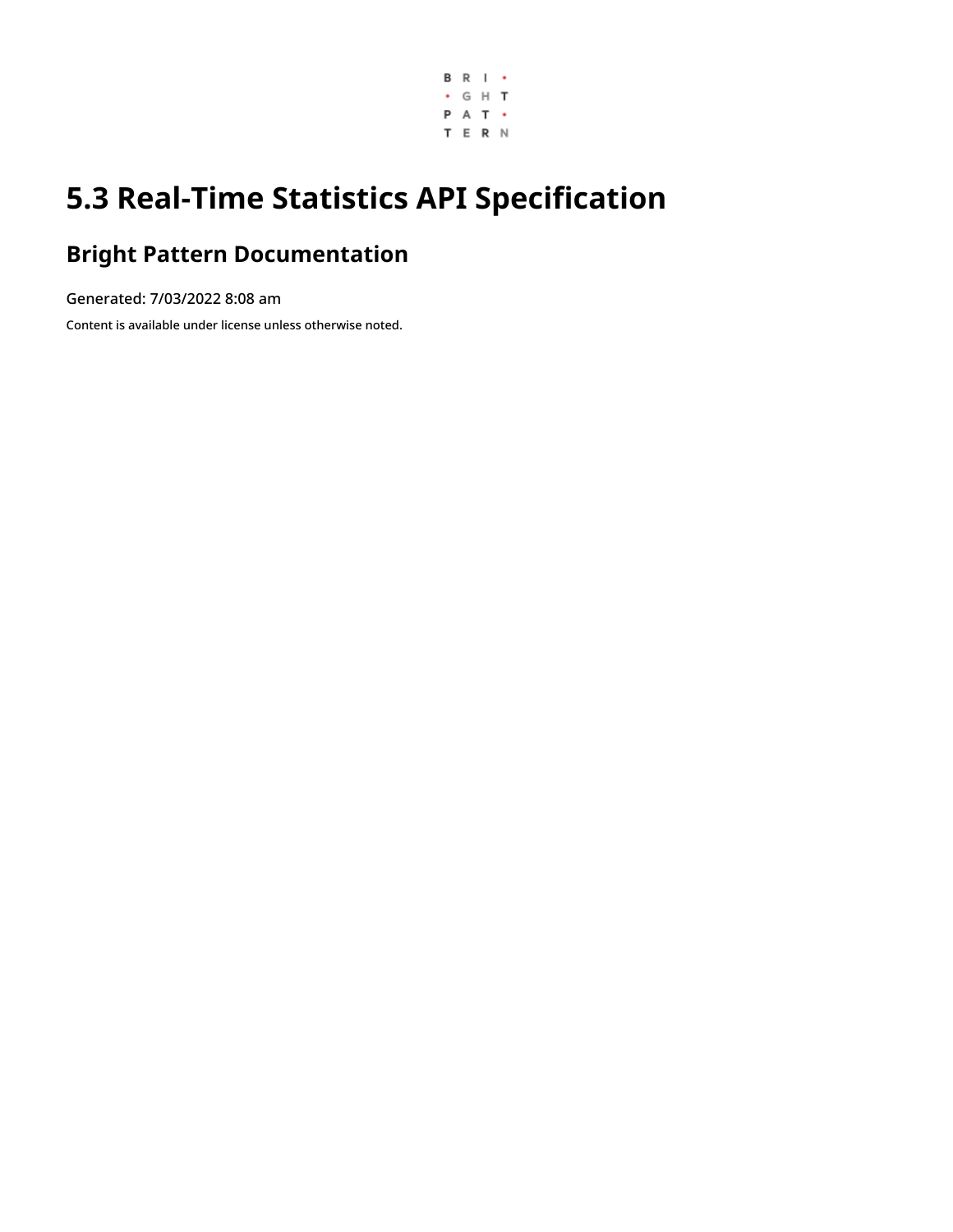# 5.3 Real-Time Statistics API Specification

## Bright Pattern Documentation

Generated: 7/03/2022 8:08 am

Content is available under license unless otherwise noted.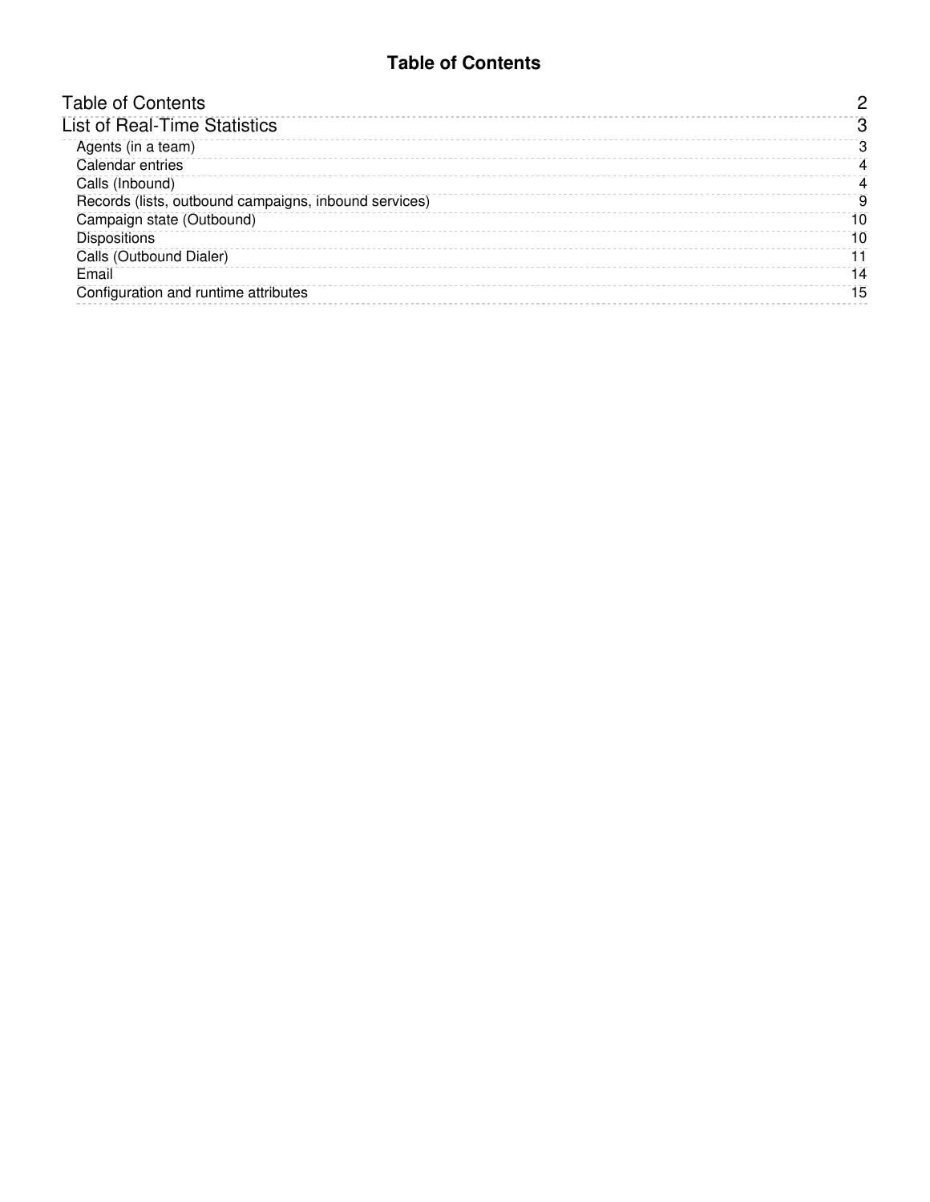# Table of Contents

- Table of Contents — 2
- List of Real-Time Statistics — 3
  - Agents (in a team) — 3
  - Calendar entries — 4
  - Calls (Inbound) — 4
  - Records (lists, outbound campaigns, inbound services) — 9
  - Campaign state (Outbound) — 10
  - Dispositions — 10
  - Calls (Outbound Dialer) — 11
  - Email — 14
  - Configuration and runtime attributes — 15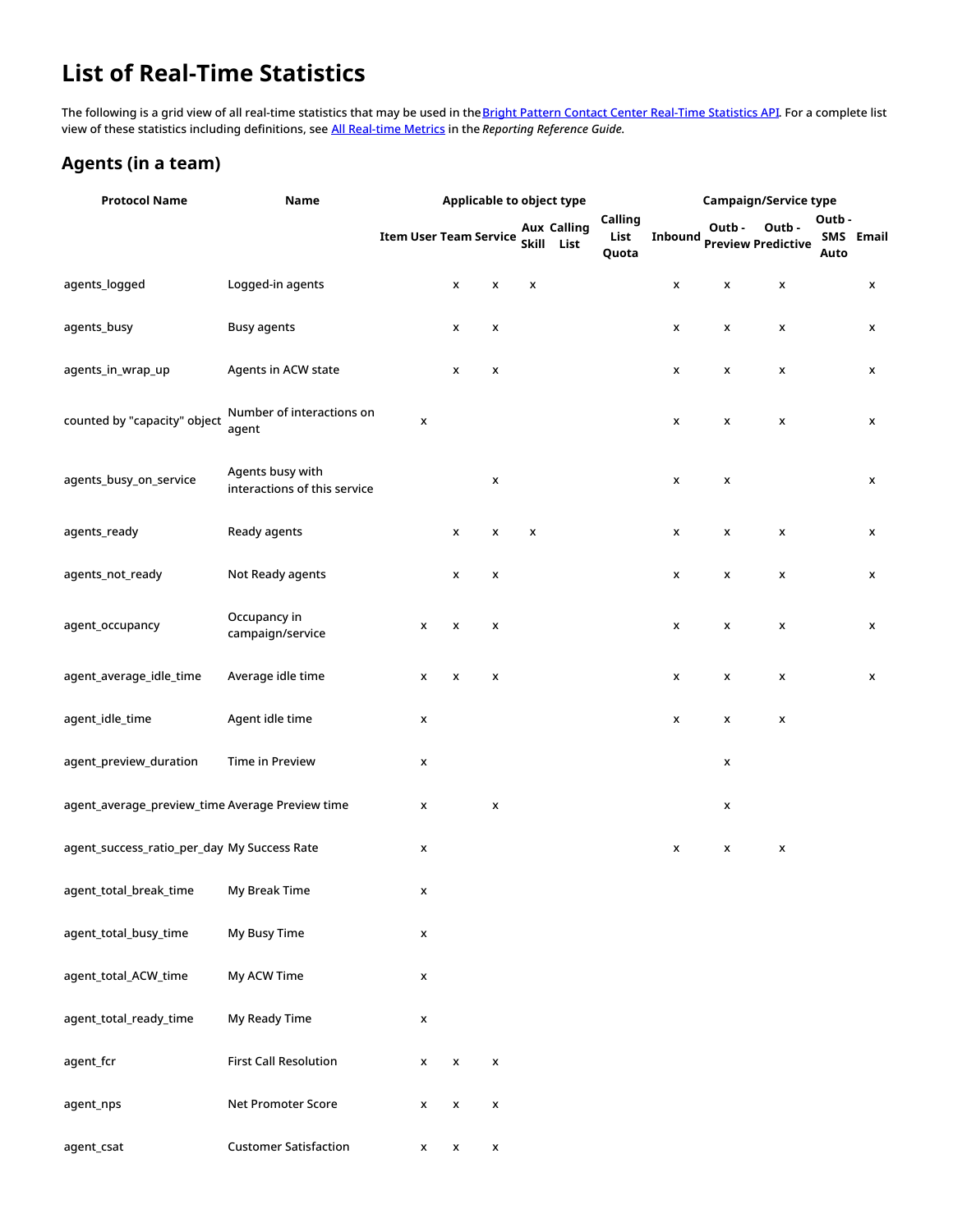# List of Real-Time Statistics

The following is a grid view of all real-time statistics that may be used in the Bright Pattern Contact Center Real-Time Statistics API. For a complete list view of these statistics including definitions, see All Real-time Metrics in the *Reporting Reference Guide*.

## Agents (in a team)

| Protocol Name | Name | Applicable to object type | | | | | | | Campaign/Service type | | | | |
|---|---|---|---|---|---|---|---|---|---|---|---|---|---|
| | | Item | User | Team | Service | Aux Skill | Calling List | Calling List Quota | Inbound | Outb - Preview | Outb - Predictive | Outb - SMS Auto | Email |
| agents_logged | Logged-in agents | | x | x | x | | | | x | x | x | | x |
| agents_busy | Busy agents | | x | x | | | | | x | x | x | | x |
| agents_in_wrap_up | Agents in ACW state | | x | x | | | | | x | x | x | | x |
| counted by "capacity" object | Number of interactions on agent | x | | | | | | | x | x | x | | x |
| agents_busy_on_service | Agents busy with interactions of this service | | | x | | | | | x | x | | | x |
| agents_ready | Ready agents | | x | x | x | | | | x | x | x | | x |
| agents_not_ready | Not Ready agents | | x | x | | | | | x | x | x | | x |
| agent_occupancy | Occupancy in campaign/service | x | x | x | | | | | x | x | x | | x |
| agent_average_idle_time | Average idle time | x | x | x | | | | | x | x | x | | x |
| agent_idle_time | Agent idle time | x | | | | | | | x | x | x | | |
| agent_preview_duration | Time in Preview | x | | | | | | | | x | | | |
| agent_average_preview_time | Average Preview time | x | | x | | | | | | x | | | |
| agent_success_ratio_per_day | My Success Rate | x | | | | | | | x | x | x | | |
| agent_total_break_time | My Break Time | x | | | | | | | | | | | |
| agent_total_busy_time | My Busy Time | x | | | | | | | | | | | |
| agent_total_ACW_time | My ACW Time | x | | | | | | | | | | | |
| agent_total_ready_time | My Ready Time | x | | | | | | | | | | | |
| agent_fcr | First Call Resolution | x | x | x | | | | | | | | | |
| agent_nps | Net Promoter Score | x | x | x | | | | | | | | | |
| agent_csat | Customer Satisfaction | x | x | x | | | | | | | | | |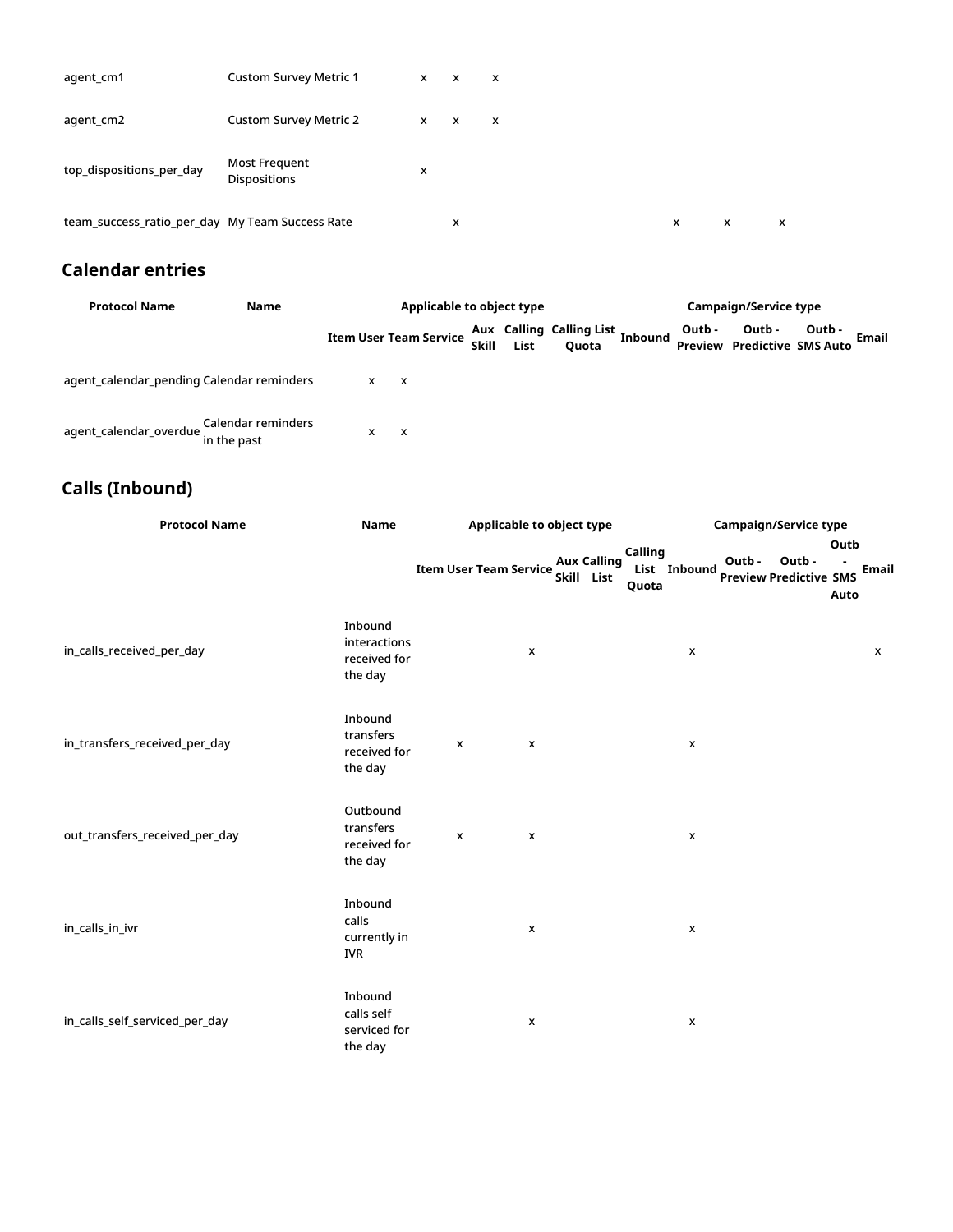| | | | | | | | | | | | | | |
|---|---|---|---|---|---|---|---|---|---|---|---|---|---|
| agent_cm1 | Custom Survey Metric 1 | | x | x | x | | | | | | | | |
| agent_cm2 | Custom Survey Metric 2 | | x | x | x | | | | | | | | |
| top_dispositions_per_day | Most Frequent Dispositions | | x | | | | | | | | | | |
| team_success_ratio_per_day | My Team Success Rate | | | x | | | | | x | x | x | | |

## Calendar entries

| Protocol Name | Name | Applicable to object type | | | | | | | Campaign/Service type | | | | |
|---|---|---|---|---|---|---|---|---|---|---|---|---|---|
| | | Item | User | Team | Service | Aux Skill | Calling List | Calling List Quota | Inbound | Outb - Preview | Outb - Predictive | Outb - SMS Auto | Email |
| agent_calendar_pending | Calendar reminders | | x | x | | | | | | | | | |
| agent_calendar_overdue | Calendar reminders in the past | | x | x | | | | | | | | | |

## Calls (Inbound)

| Protocol Name | Name | Applicable to object type | | | | | | | Campaign/Service type | | | | |
|---|---|---|---|---|---|---|---|---|---|---|---|---|---|
| | | Item | User | Team | Service | Aux Skill | Calling List | Calling List Quota | Inbound | Outb - Preview | Outb - Predictive | Outb - SMS Auto | Email |
| in_calls_received_per_day | Inbound interactions received for the day | | | | x | | | | x | | | | x |
| in_transfers_received_per_day | Inbound transfers received for the day | | x | | x | | | | x | | | | |
| out_transfers_received_per_day | Outbound transfers received for the day | | x | | x | | | | x | | | | |
| in_calls_in_ivr | Inbound calls currently in IVR | | | | x | | | | x | | | | |
| in_calls_self_serviced_per_day | Inbound calls self serviced for the day | | | | x | | | | x | | | | |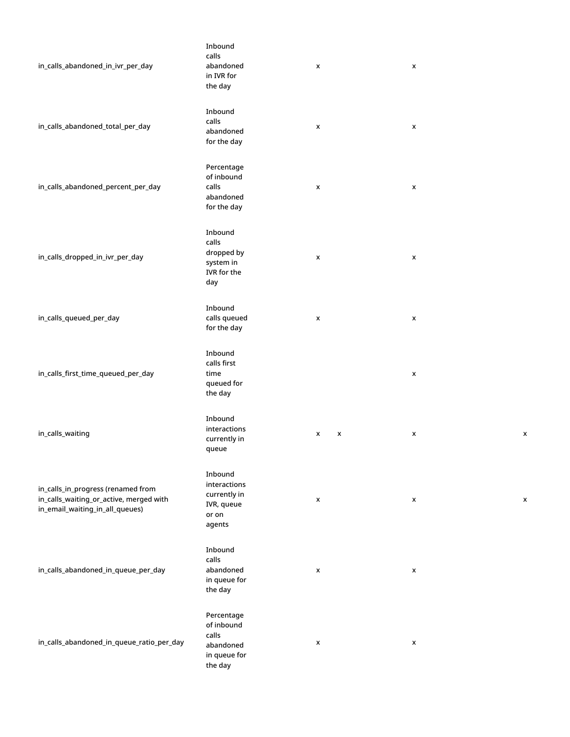| | | | | | |
|---|---|---|---|---|---|
| in_calls_abandoned_in_ivr_per_day | Inbound calls abandoned in IVR for the day | x | | x | |
| in_calls_abandoned_total_per_day | Inbound calls abandoned for the day | x | | x | |
| in_calls_abandoned_percent_per_day | Percentage of inbound calls abandoned for the day | x | | x | |
| in_calls_dropped_in_ivr_per_day | Inbound calls dropped by system in IVR for the day | x | | x | |
| in_calls_queued_per_day | Inbound calls queued for the day | x | | x | |
| in_calls_first_time_queued_per_day | Inbound calls first time queued for the day | | | x | |
| in_calls_waiting | Inbound interactions currently in queue | x | x | x | x |
| in_calls_in_progress (renamed from in_calls_waiting_or_active, merged with in_email_waiting_in_all_queues) | Inbound interactions currently in IVR, queue or on agents | x | | x | x |
| in_calls_abandoned_in_queue_per_day | Inbound calls abandoned in queue for the day | x | | x | |
| in_calls_abandoned_in_queue_ratio_per_day | Percentage of inbound calls abandoned in queue for the day | x | | x | |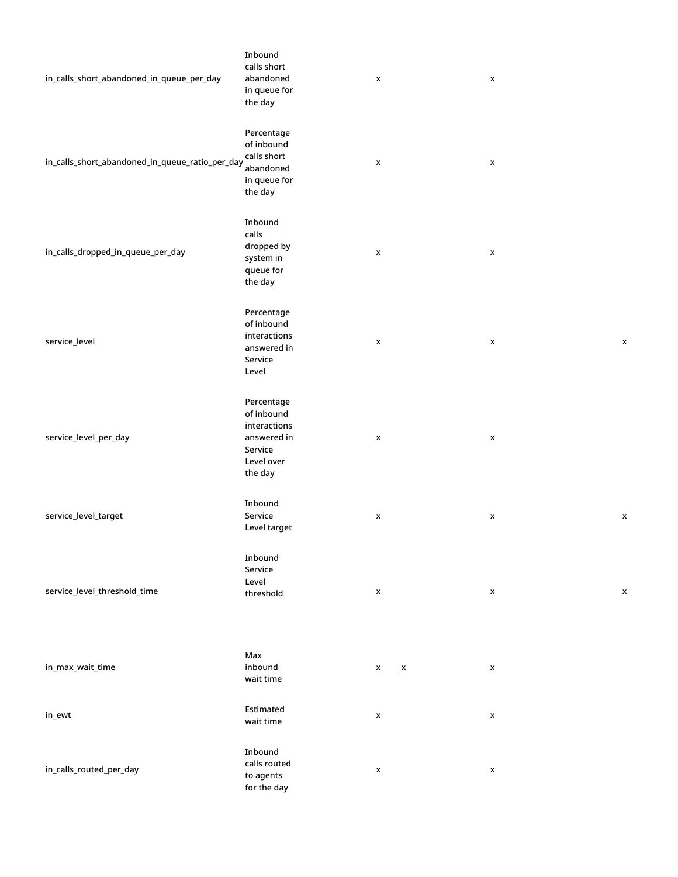| | | | | | |
|---|---|---|---|---|---|
| in_calls_short_abandoned_in_queue_per_day | Inbound calls short abandoned in queue for the day | x | | x | |
| in_calls_short_abandoned_in_queue_ratio_per_day | Percentage of inbound calls short abandoned in queue for the day | x | | x | |
| in_calls_dropped_in_queue_per_day | Inbound calls dropped by system in queue for the day | x | | x | |
| service_level | Percentage of inbound interactions answered in Service Level | x | | x | x |
| service_level_per_day | Percentage of inbound interactions answered in Service Level over the day | x | | x | |
| service_level_target | Inbound Service Level target | x | | x | x |
| service_level_threshold_time | Inbound Service Level threshold | x | | x | x |
| in_max_wait_time | Max inbound wait time | x | x | x | |
| in_ewt | Estimated wait time | x | | x | |
| in_calls_routed_per_day | Inbound calls routed to agents for the day | x | | x | |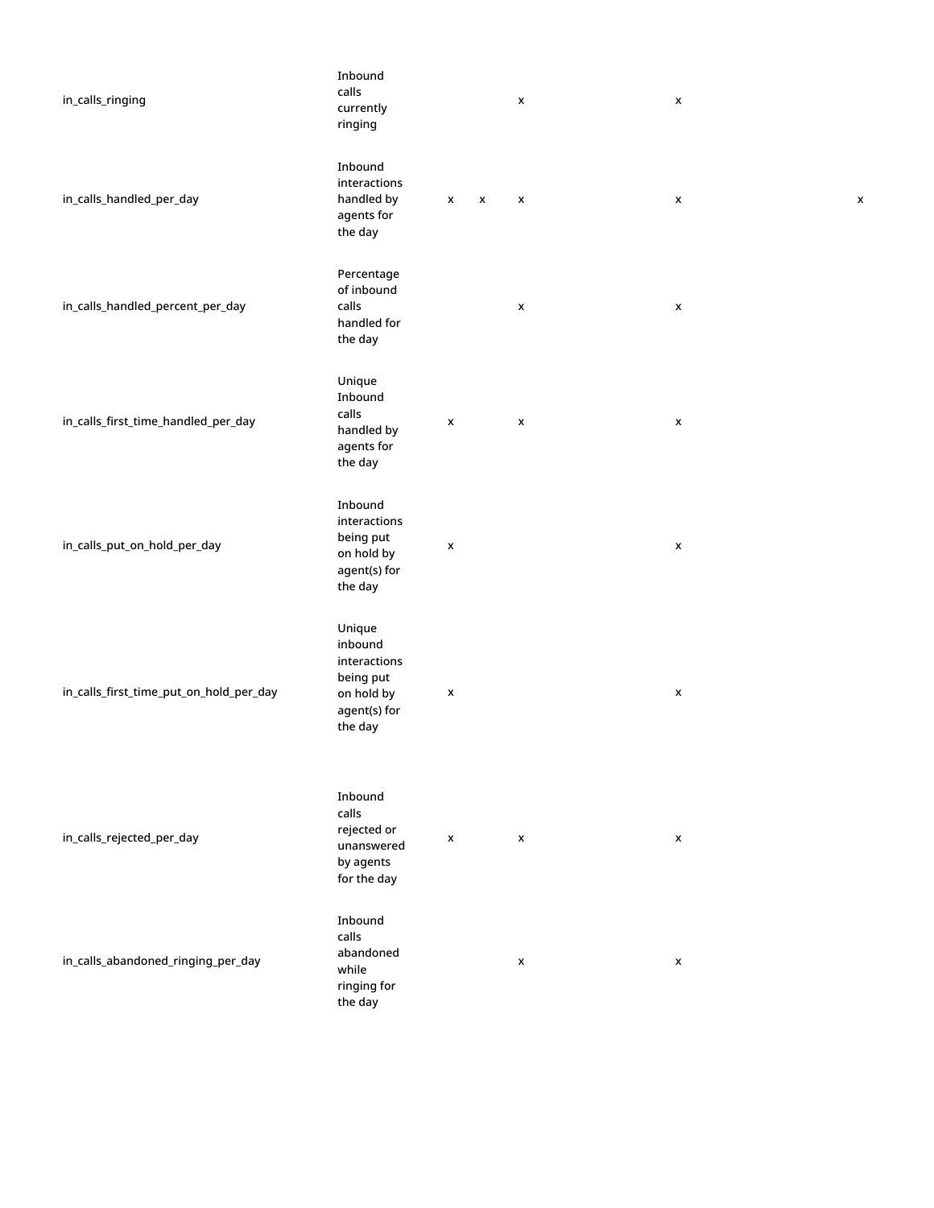| | | | | | | |
|---|---|---|---|---|---|---|
| in_calls_ringing | Inbound calls currently ringing | | | x | x | |
| in_calls_handled_per_day | Inbound interactions handled by agents for the day | x | x | x | x | x |
| in_calls_handled_percent_per_day | Percentage of inbound calls handled for the day | | | x | x | |
| in_calls_first_time_handled_per_day | Unique Inbound calls handled by agents for the day | x | | x | x | |
| in_calls_put_on_hold_per_day | Inbound interactions being put on hold by agent(s) for the day | x | | | x | |
| in_calls_first_time_put_on_hold_per_day | Unique inbound interactions being put on hold by agent(s) for the day | x | | | x | |
| in_calls_rejected_per_day | Inbound calls rejected or unanswered by agents for the day | x | | x | x | |
| in_calls_abandoned_ringing_per_day | Inbound calls abandoned while ringing for the day | | | x | x | |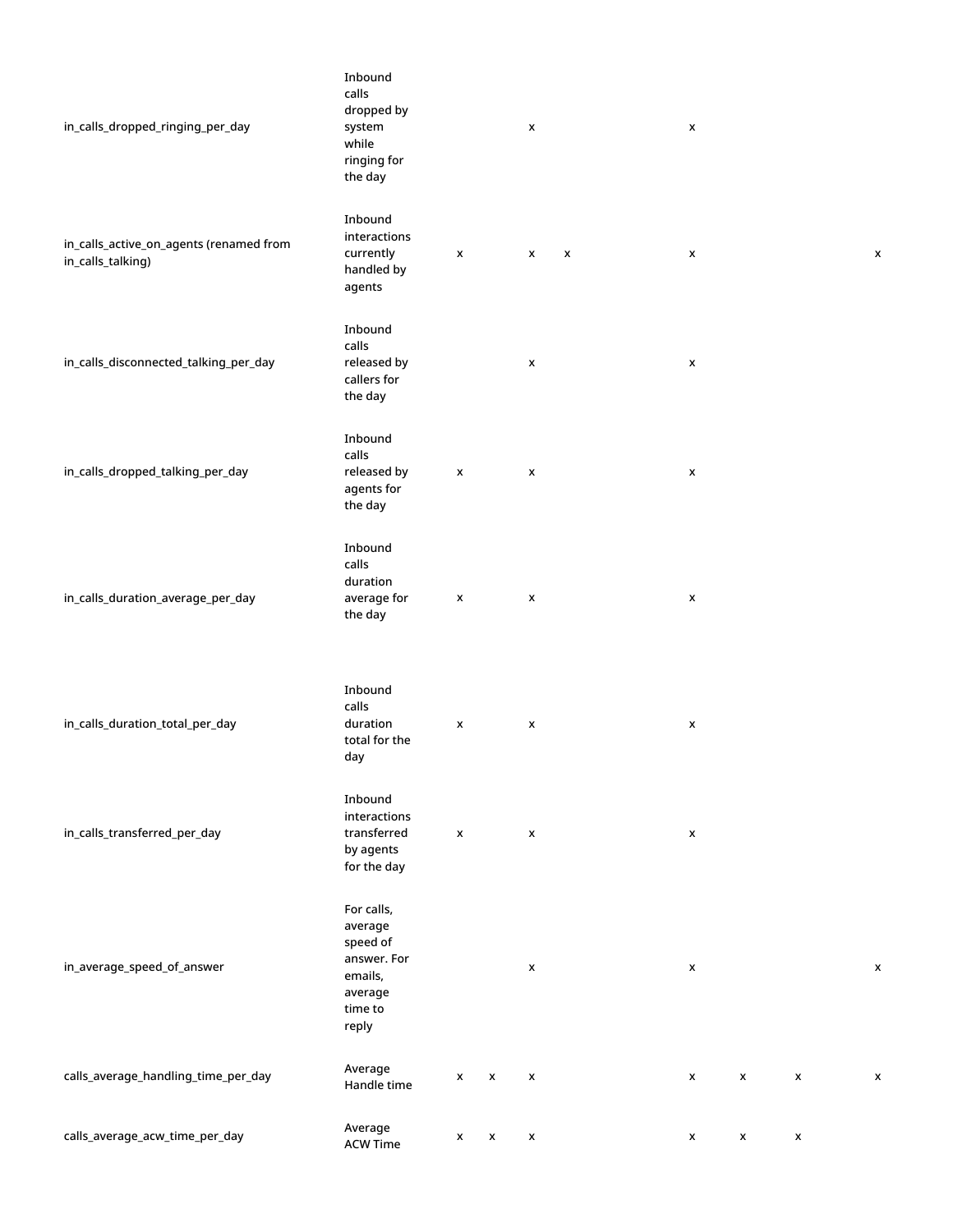| | | | | | | | | | |
|---|---|---|---|---|---|---|---|---|---|
| in_calls_dropped_ringing_per_day | Inbound calls dropped by system while ringing for the day | | | x | | x | | | |
| in_calls_active_on_agents (renamed from in_calls_talking) | Inbound interactions currently handled by agents | x | | x | x | x | | | x |
| in_calls_disconnected_talking_per_day | Inbound calls released by callers for the day | | | x | | x | | | |
| in_calls_dropped_talking_per_day | Inbound calls released by agents for the day | x | | x | | x | | | |
| in_calls_duration_average_per_day | Inbound calls duration average for the day | x | | x | | x | | | |
| in_calls_duration_total_per_day | Inbound calls duration total for the day | x | | x | | x | | | |
| in_calls_transferred_per_day | Inbound interactions transferred by agents for the day | x | | x | | x | | | |
| in_average_speed_of_answer | For calls, average speed of answer. For emails, average time to reply | | | x | | x | | | x |
| calls_average_handling_time_per_day | Average Handle time | x | x | x | | x | x | x | x |
| calls_average_acw_time_per_day | Average ACW Time | x | x | x | | x | x | x | |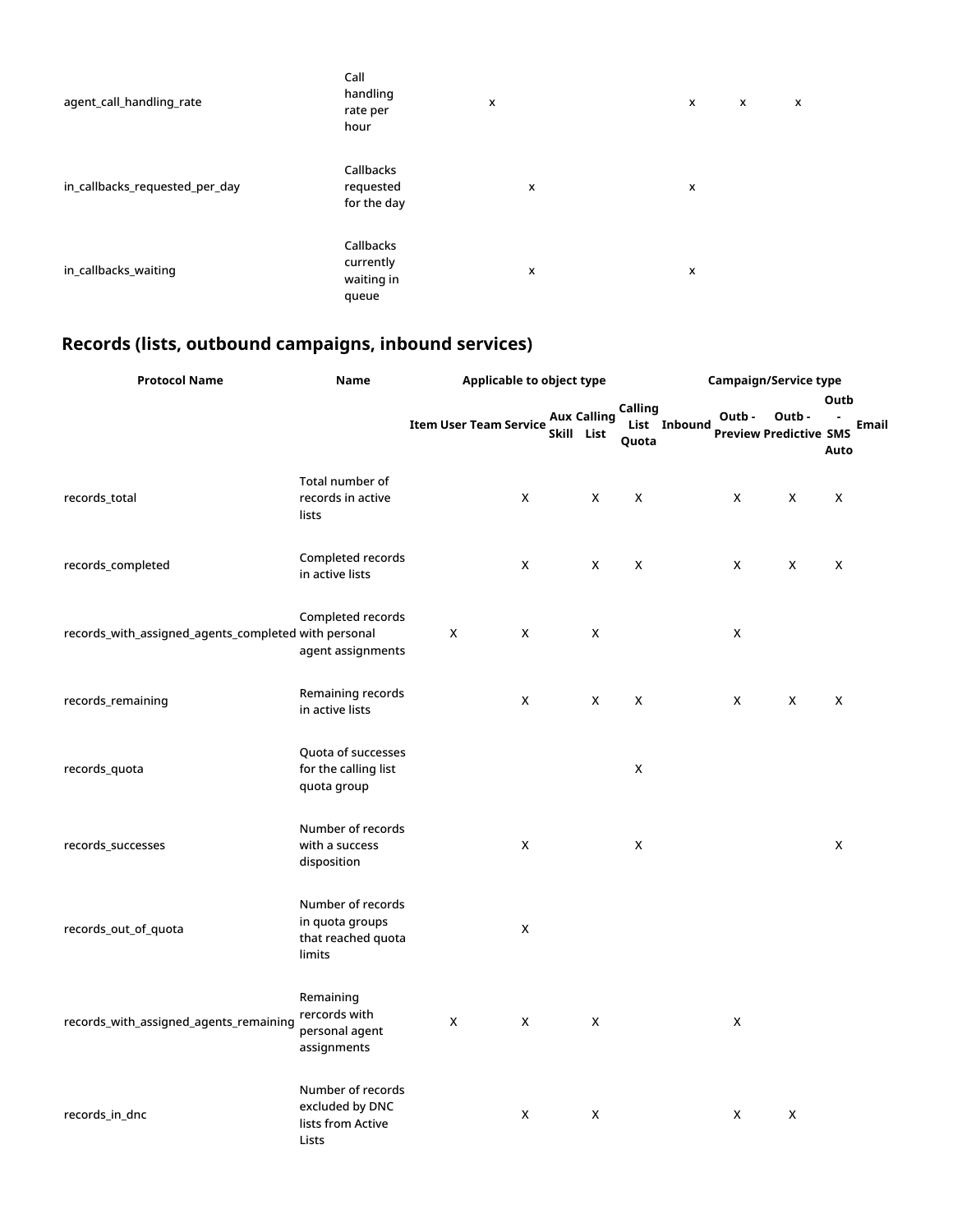| Protocol Name | Name | | | | | |
|---|---|---|---|---|---|---|
| agent_call_handling_rate | Call handling rate per hour | x | | x | x | x |
| in_callbacks_requested_per_day | Callbacks requested for the day | | x | x | | |
| in_callbacks_waiting | Callbacks currently waiting in queue | | x | x | | |

## Records (lists, outbound campaigns, inbound services)

| Protocol Name | Name | Applicable to object type | | | | | | | Campaign/Service type | | | | |
|---|---|---|---|---|---|---|---|---|---|---|---|---|---|
| | | Item | User | Team | Service | Aux Skill | Calling List | Calling List Quota | Inbound | Outb - Preview | Outb - Predictive | Outb - SMS Auto | Email |
| records_total | Total number of records in active lists | | | | X | | X | X | | X | X | X | |
| records_completed | Completed records in active lists | | | | X | | X | X | | X | X | X | |
| records_with_assigned_agents_completed | Completed records with personal agent assignments | | X | | X | | X | | | X | | | |
| records_remaining | Remaining records in active lists | | | | X | | X | X | | X | X | X | |
| records_quota | Quota of successes for the calling list quota group | | | | | | | X | | | | | |
| records_successes | Number of records with a success disposition | | | | X | | | X | | | | X | |
| records_out_of_quota | Number of records in quota groups that reached quota limits | | | | X | | | | | | | | |
| records_with_assigned_agents_remaining | Remaining rercords with personal agent assignments | | X | | X | | X | | | X | | | |
| records_in_dnc | Number of records excluded by DNC lists from Active Lists | | | | X | | X | | | X | X | | |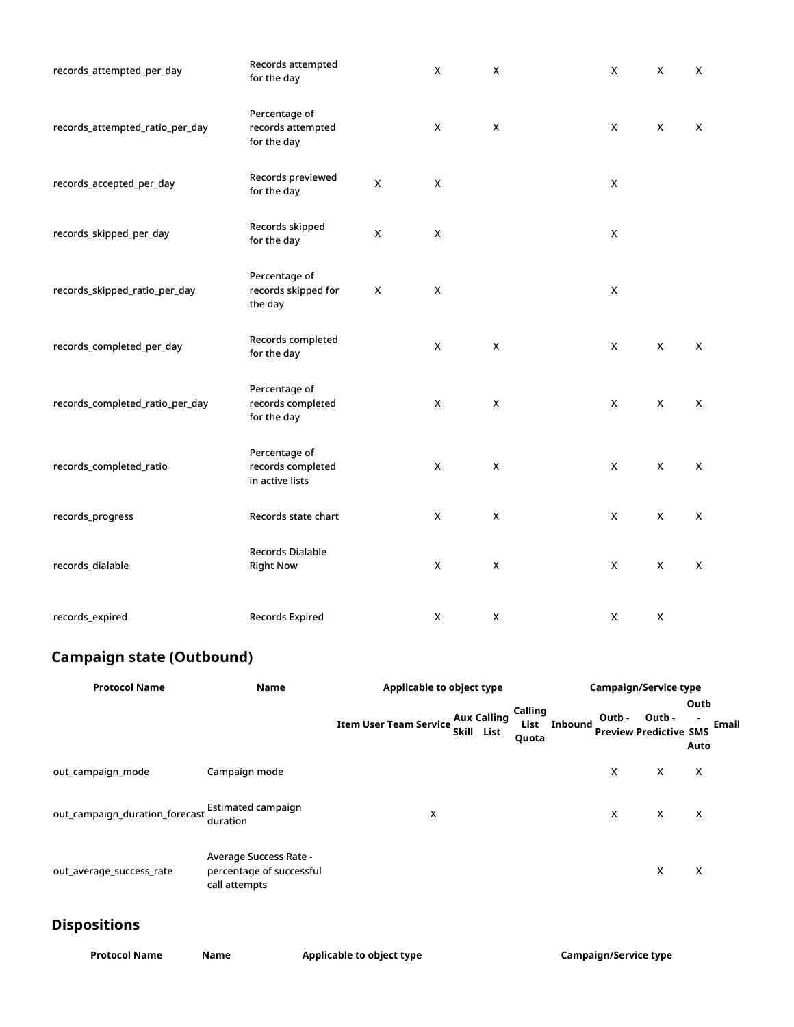| | | | | | | | | | | | | | |
|---|---|---|---|---|---|---|---|---|---|---|---|---|---|
| records_attempted_per_day | Records attempted for the day | | | | X | | X | | | X | X | X | |
| records_attempted_ratio_per_day | Percentage of records attempted for the day | | | | X | | X | | | X | X | X | |
| records_accepted_per_day | Records previewed for the day | | X | | X | | | | | X | | | |
| records_skipped_per_day | Records skipped for the day | | X | | X | | | | | X | | | |
| records_skipped_ratio_per_day | Percentage of records skipped for the day | | X | | X | | | | | X | | | |
| records_completed_per_day | Records completed for the day | | | | X | | X | | | X | X | X | |
| records_completed_ratio_per_day | Percentage of records completed for the day | | | | X | | X | | | X | X | X | |
| records_completed_ratio | Percentage of records completed in active lists | | | | X | | X | | | X | X | X | |
| records_progress | Records state chart | | | | X | | X | | | X | X | X | |
| records_dialable | Records Dialable Right Now | | | | X | | X | | | X | X | X | |
| records_expired | Records Expired | | | | X | | X | | | X | X | | |

## Campaign state (Outbound)

| Protocol Name | Name | Applicable to object type | | | | | | | Campaign/Service type | | | | |
|---|---|---|---|---|---|---|---|---|---|---|---|---|---|
| | | Item | User | Team | Service | Aux Skill | Calling List | Calling List Quota | Inbound | Outb - Preview | Outb - Predictive | Outb - SMS Auto | Email |
| out_campaign_mode | Campaign mode | | | | | | | | | X | X | X | |
| out_campaign_duration_forecast | Estimated campaign duration | | | | X | | | | | X | X | X | |
| out_average_success_rate | Average Success Rate - percentage of successful call attempts | | | | | | | | | | X | X | |

## Dispositions

| Protocol Name | Name | Applicable to object type | Campaign/Service type |
|---|---|---|---|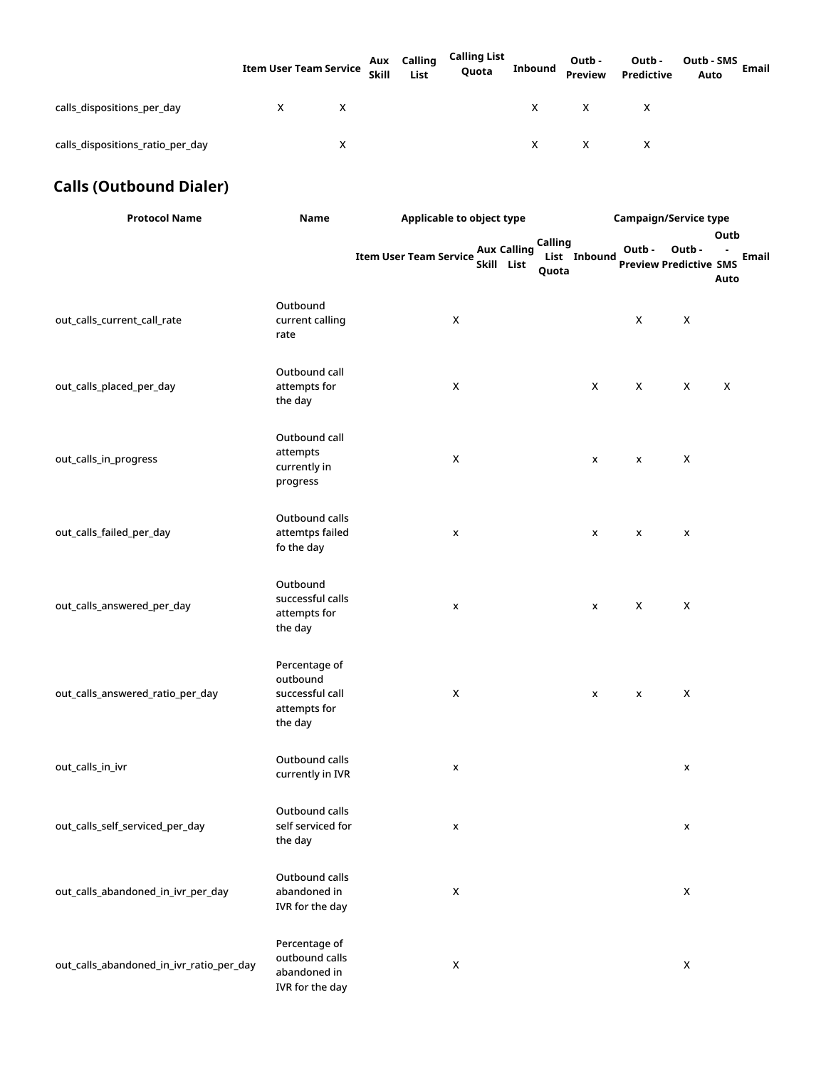| | Item | User | Team | Service | Aux Skill | Calling List | Calling List Quota | Inbound | Outb - Preview | Outb - Predictive | Outb - SMS Auto | Email |
|---|---|---|---|---|---|---|---|---|---|---|---|---|
| calls_dispositions_per_day | | X | | X | | | | X | X | X | | |
| calls_dispositions_ratio_per_day | | | | X | | | | X | X | X | | |

## Calls (Outbound Dialer)

| Protocol Name | Name | Applicable to object type | | | | | | | Campaign/Service type | | | | |
|---|---|---|---|---|---|---|---|---|---|---|---|---|---|
| | | Item | User | Team | Service | Aux Skill | Calling List | Calling List Quota | Inbound | Outb - Preview | Outb - Predictive | Outb - SMS Auto | Email |
| out_calls_current_call_rate | Outbound current calling rate | | | | X | | | | | X | X | | |
| out_calls_placed_per_day | Outbound call attempts for the day | | | | X | | | | X | X | X | X | |
| out_calls_in_progress | Outbound call attempts currently in progress | | | | X | | | | x | x | X | | |
| out_calls_failed_per_day | Outbound calls attemtps failed fo the day | | | | x | | | | x | x | x | | |
| out_calls_answered_per_day | Outbound successful calls attempts for the day | | | | x | | | | x | X | X | | |
| out_calls_answered_ratio_per_day | Percentage of outbound successful call attempts for the day | | | | X | | | | x | x | X | | |
| out_calls_in_ivr | Outbound calls currently in IVR | | | | x | | | | | | x | | |
| out_calls_self_serviced_per_day | Outbound calls self serviced for the day | | | | x | | | | | | x | | |
| out_calls_abandoned_in_ivr_per_day | Outbound calls abandoned in IVR for the day | | | | X | | | | | | X | | |
| out_calls_abandoned_in_ivr_ratio_per_day | Percentage of outbound calls abandoned in IVR for the day | | | | X | | | | | | X | | |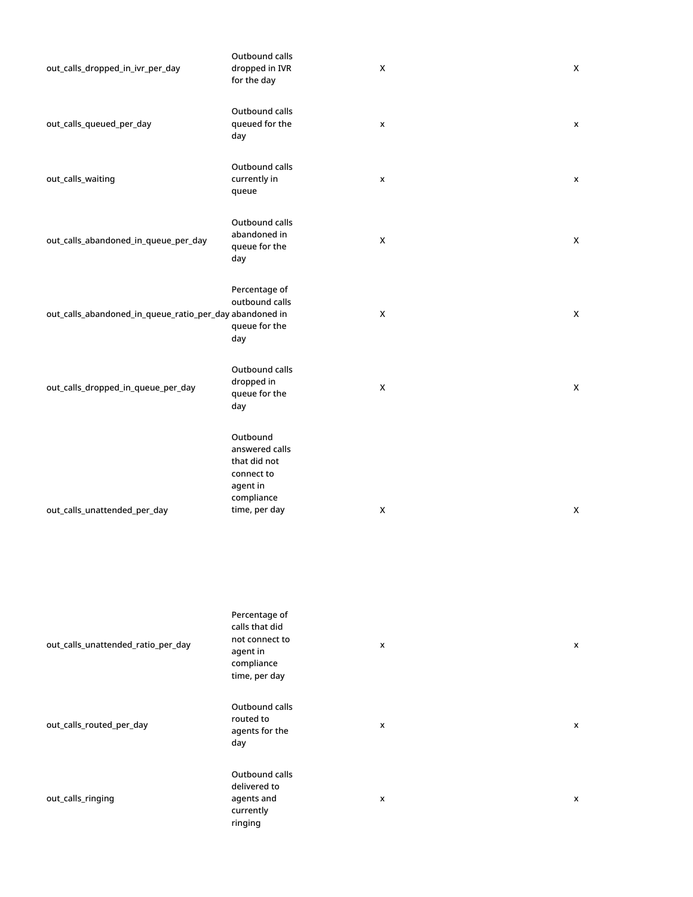| | | | |
|---|---|---|---|
| out_calls_dropped_in_ivr_per_day | Outbound calls dropped in IVR for the day | X | X |
| out_calls_queued_per_day | Outbound calls queued for the day | x | x |
| out_calls_waiting | Outbound calls currently in queue | x | x |
| out_calls_abandoned_in_queue_per_day | Outbound calls abandoned in queue for the day | X | X |
| out_calls_abandoned_in_queue_ratio_per_day | Percentage of outbound calls abandoned in queue for the day | X | X |
| out_calls_dropped_in_queue_per_day | Outbound calls dropped in queue for the day | X | X |
| out_calls_unattended_per_day | Outbound answered calls that did not connect to agent in compliance time, per day | X | X |
| out_calls_unattended_ratio_per_day | Percentage of calls that did not connect to agent in compliance time, per day | x | x |
| out_calls_routed_per_day | Outbound calls routed to agents for the day | x | x |
| out_calls_ringing | Outbound calls delivered to agents and currently ringing | x | x |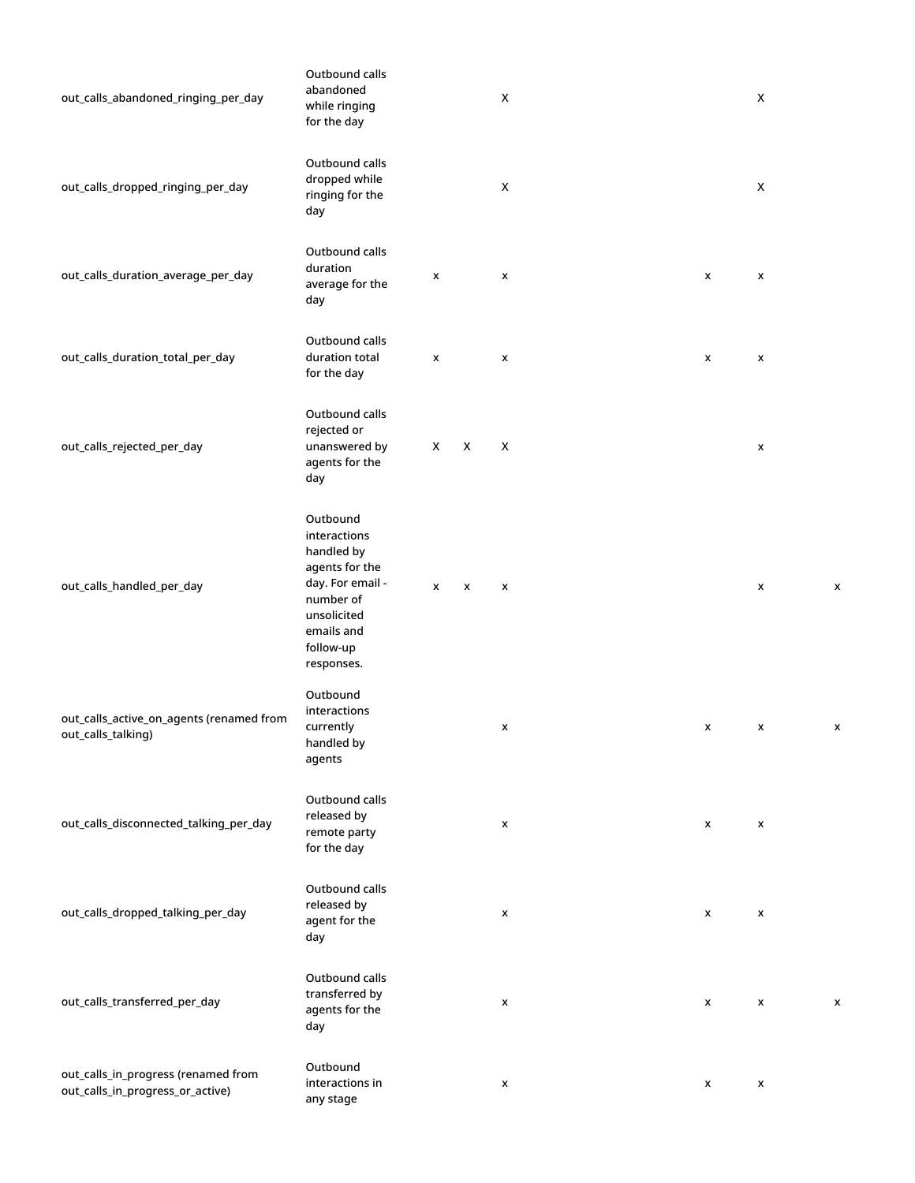| | | | | | | | |
|---|---|---|---|---|---|---|---|
| out_calls_abandoned_ringing_per_day | Outbound calls abandoned while ringing for the day | | | X | | X | |
| out_calls_dropped_ringing_per_day | Outbound calls dropped while ringing for the day | | | X | | X | |
| out_calls_duration_average_per_day | Outbound calls duration average for the day | x | | x | x | x | |
| out_calls_duration_total_per_day | Outbound calls duration total for the day | x | | x | x | x | |
| out_calls_rejected_per_day | Outbound calls rejected or unanswered by agents for the day | X | X | X | | x | |
| out_calls_handled_per_day | Outbound interactions handled by agents for the day. For email - number of unsolicited emails and follow-up responses. | x | x | x | | x | x |
| out_calls_active_on_agents (renamed from out_calls_talking) | Outbound interactions currently handled by agents | | | x | x | x | x |
| out_calls_disconnected_talking_per_day | Outbound calls released by remote party for the day | | | x | x | x | |
| out_calls_dropped_talking_per_day | Outbound calls released by agent for the day | | | x | x | x | |
| out_calls_transferred_per_day | Outbound calls transferred by agents for the day | | | x | x | x | x |
| out_calls_in_progress (renamed from out_calls_in_progress_or_active) | Outbound interactions in any stage | | | x | x | x | |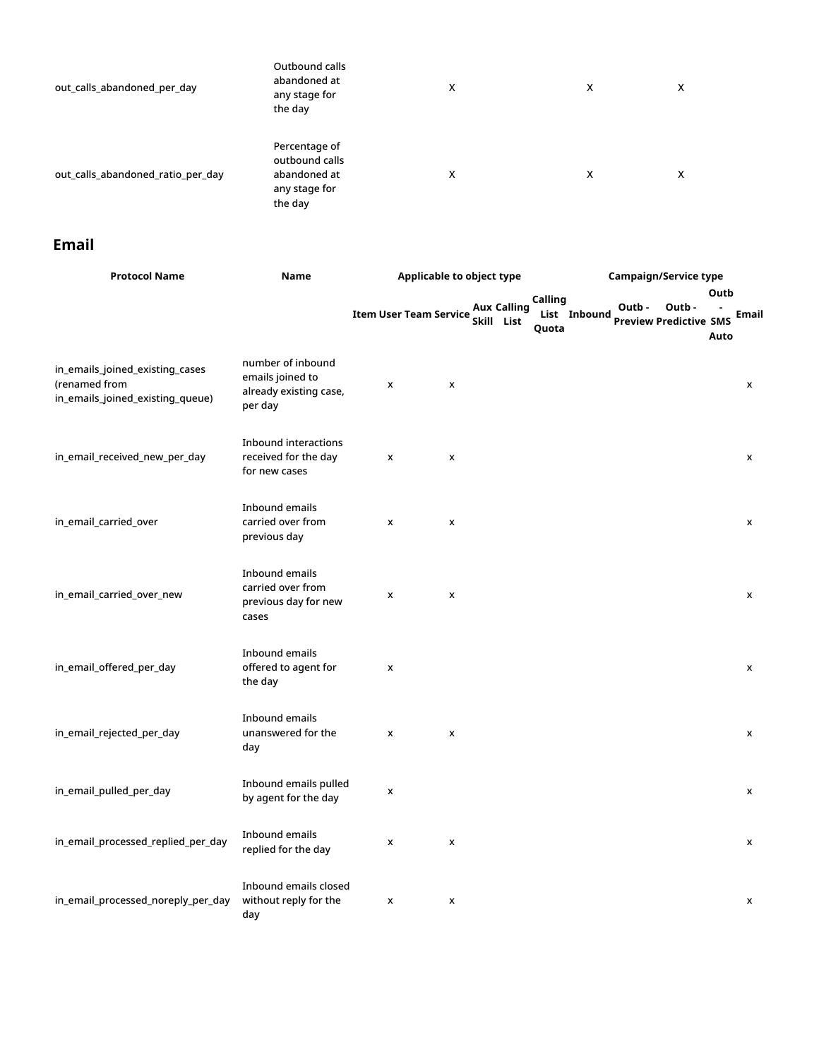| | | | | |
|---|---|---|---|---|
| out_calls_abandoned_per_day | Outbound calls abandoned at any stage for the day | X | X | X |
| out_calls_abandoned_ratio_per_day | Percentage of outbound calls abandoned at any stage for the day | X | X | X |

## Email

| Protocol Name | Name | Applicable to object type | | | | | | | Campaign/Service type | | | | |
|---|---|---|---|---|---|---|---|---|---|---|---|---|---|
| | | Item | User | Team | Service | Aux Skill | Calling List | Calling List Quota | Inbound | Outb - Preview | Outb - Predictive | Outb - SMS Auto | Email |
| in_emails_joined_existing_cases (renamed from in_emails_joined_existing_queue) | number of inbound emails joined to already existing case, per day | | x | | x | | | | | | | | x |
| in_email_received_new_per_day | Inbound interactions received for the day for new cases | | x | | x | | | | | | | | x |
| in_email_carried_over | Inbound emails carried over from previous day | | x | | x | | | | | | | | x |
| in_email_carried_over_new | Inbound emails carried over from previous day for new cases | | x | | x | | | | | | | | x |
| in_email_offered_per_day | Inbound emails offered to agent for the day | | x | | | | | | | | | | x |
| in_email_rejected_per_day | Inbound emails unanswered for the day | | x | | x | | | | | | | | x |
| in_email_pulled_per_day | Inbound emails pulled by agent for the day | | x | | | | | | | | | | x |
| in_email_processed_replied_per_day | Inbound emails replied for the day | | x | | x | | | | | | | | x |
| in_email_processed_noreply_per_day | Inbound emails closed without reply for the day | | x | | x | | | | | | | | x |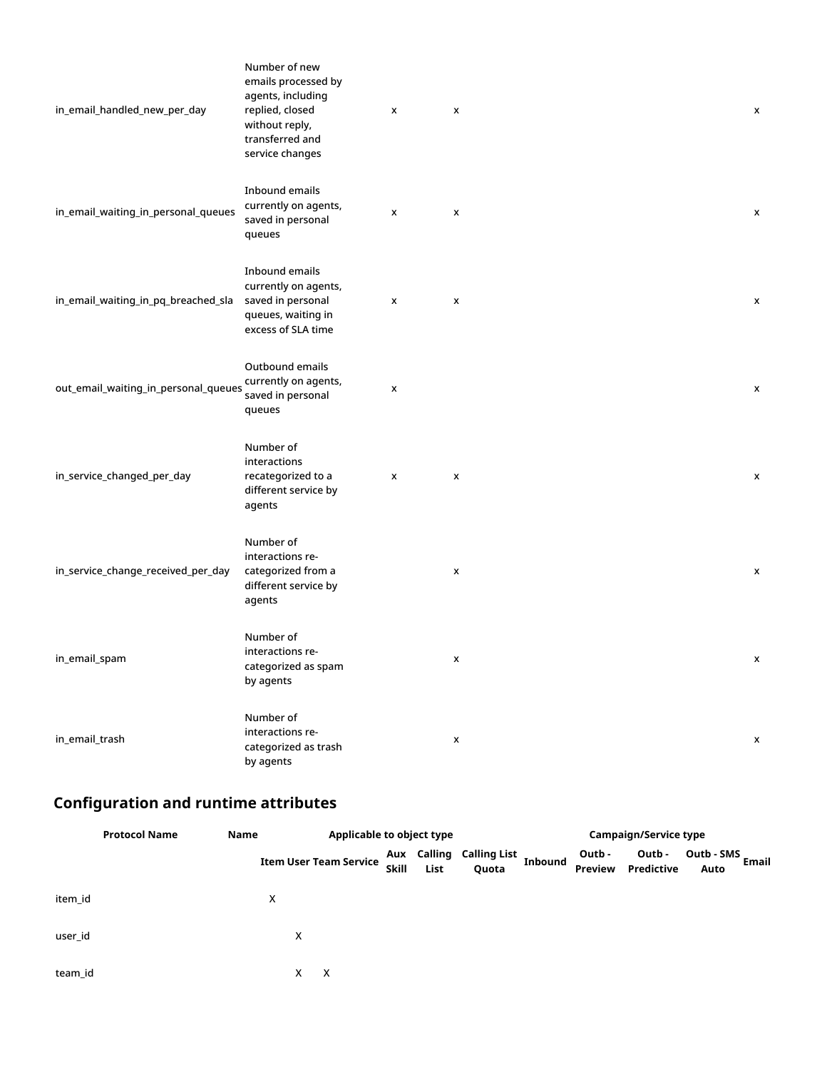| | | | | |
|---|---|---|---|---|
| in_email_handled_new_per_day | Number of new emails processed by agents, including replied, closed without reply, transferred and service changes | x | x | x |
| in_email_waiting_in_personal_queues | Inbound emails currently on agents, saved in personal queues | x | x | x |
| in_email_waiting_in_pq_breached_sla | Inbound emails currently on agents, saved in personal queues, waiting in excess of SLA time | x | x | x |
| out_email_waiting_in_personal_queues | Outbound emails currently on agents, saved in personal queues | x | | x |
| in_service_changed_per_day | Number of interactions recategorized to a different service by agents | x | x | x |
| in_service_change_received_per_day | Number of interactions re-categorized from a different service by agents | | x | x |
| in_email_spam | Number of interactions re-categorized as spam by agents | | x | x |
| in_email_trash | Number of interactions re-categorized as trash by agents | | x | x |

## Configuration and runtime attributes

| Protocol Name | Name | Applicable to object type | | | | | | | Campaign/Service type | | | | |
|---|---|---|---|---|---|---|---|---|---|---|---|---|---|
| | | Item | User | Team | Service | Aux Skill | Calling List | Calling List Quota | Inbound | Outb - Preview | Outb - Predictive | Outb - SMS Auto | Email |
| item_id | | X | | | | | | | | | | | |
| user_id | | | X | | | | | | | | | | |
| team_id | | | X | X | | | | | | | | | |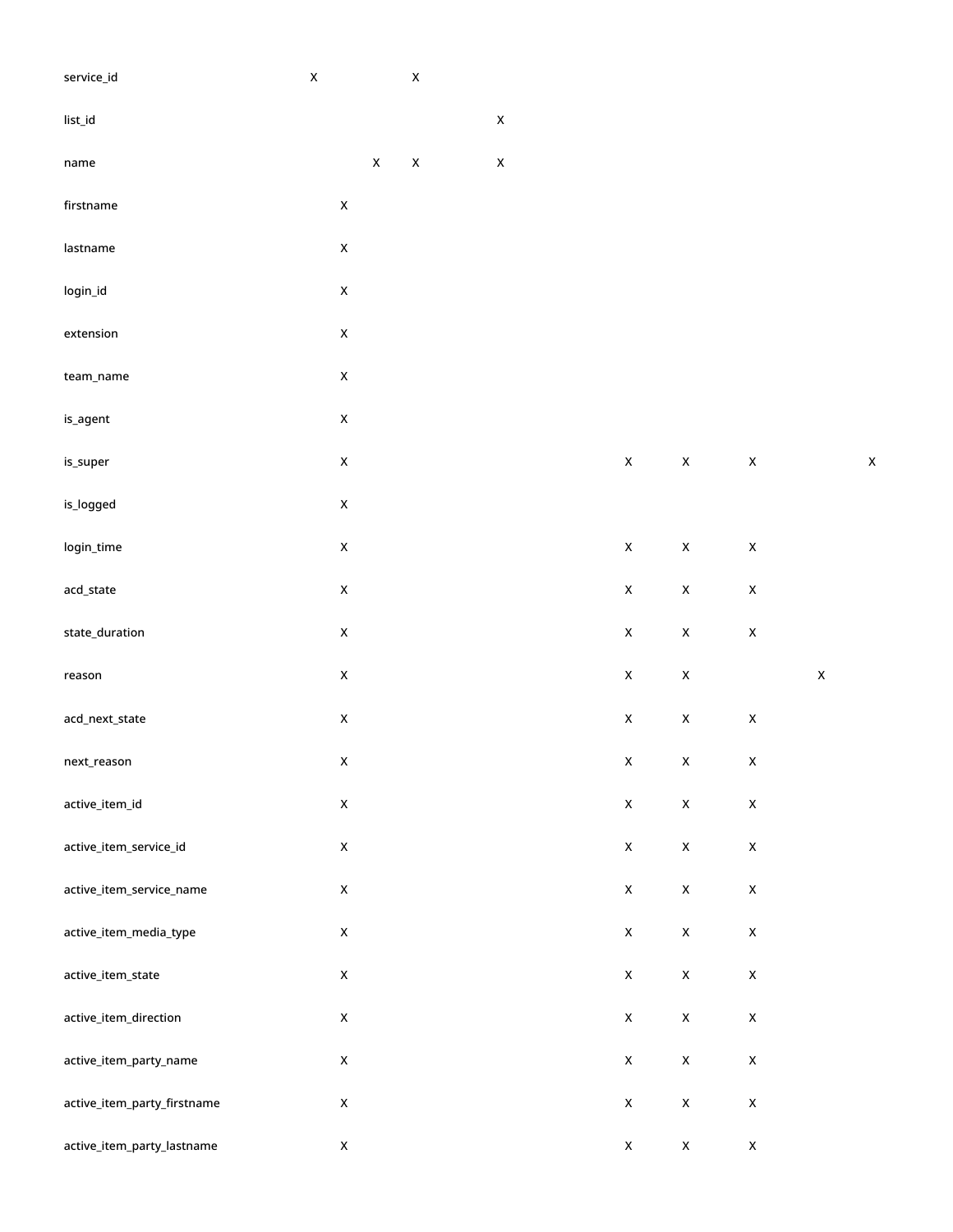| | | | | | | | | | | |
|---|---|---|---|---|---|---|---|---|---|---|
| service_id | X | | | X | | | | | | |
| list_id | | | | | X | | | | | |
| name | | | X | X | X | | | | | |
| firstname | | X | | | | | | | | |
| lastname | | X | | | | | | | | |
| login_id | | X | | | | | | | | |
| extension | | X | | | | | | | | |
| team_name | | X | | | | | | | | |
| is_agent | | X | | | | | | | | |
| is_super | | X | | | | X | X | X | | X |
| is_logged | | X | | | | | | | | |
| login_time | | X | | | | X | X | X | | |
| acd_state | | X | | | | X | X | X | | |
| state_duration | | X | | | | X | X | X | | |
| reason | | X | | | | X | X | | X | |
| acd_next_state | | X | | | | X | X | X | | |
| next_reason | | X | | | | X | X | X | | |
| active_item_id | | X | | | | X | X | X | | |
| active_item_service_id | | X | | | | X | X | X | | |
| active_item_service_name | | X | | | | X | X | X | | |
| active_item_media_type | | X | | | | X | X | X | | |
| active_item_state | | X | | | | X | X | X | | |
| active_item_direction | | X | | | | X | X | X | | |
| active_item_party_name | | X | | | | X | X | X | | |
| active_item_party_firstname | | X | | | | X | X | X | | |
| active_item_party_lastname | | X | | | | X | X | X | | |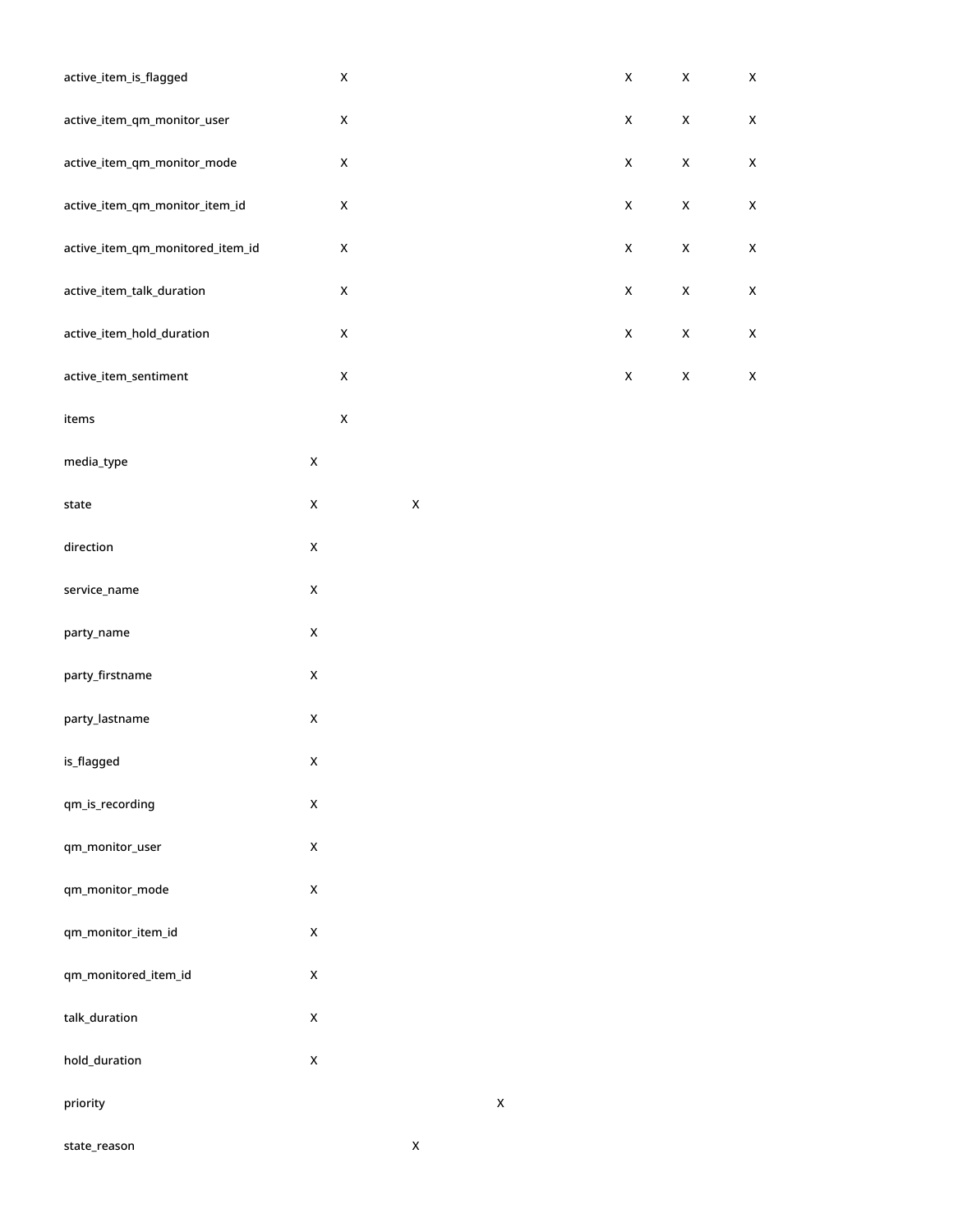| | | | | | | | |
|---|---|---|---|---|---|---|---|
| active_item_is_flagged | | X | | | X | X | X |
| active_item_qm_monitor_user | | X | | | X | X | X |
| active_item_qm_monitor_mode | | X | | | X | X | X |
| active_item_qm_monitor_item_id | | X | | | X | X | X |
| active_item_qm_monitored_item_id | | X | | | X | X | X |
| active_item_talk_duration | | X | | | X | X | X |
| active_item_hold_duration | | X | | | X | X | X |
| active_item_sentiment | | X | | | X | X | X |
| items | | X | | | | | |
| media_type | X | | | | | | |
| state | X | | X | | | | |
| direction | X | | | | | | |
| service_name | X | | | | | | |
| party_name | X | | | | | | |
| party_firstname | X | | | | | | |
| party_lastname | X | | | | | | |
| is_flagged | X | | | | | | |
| qm_is_recording | X | | | | | | |
| qm_monitor_user | X | | | | | | |
| qm_monitor_mode | X | | | | | | |
| qm_monitor_item_id | X | | | | | | |
| qm_monitored_item_id | X | | | | | | |
| talk_duration | X | | | | | | |
| hold_duration | X | | | | | | |
| priority | | | | X | | | |
| state_reason | | | X | | | | |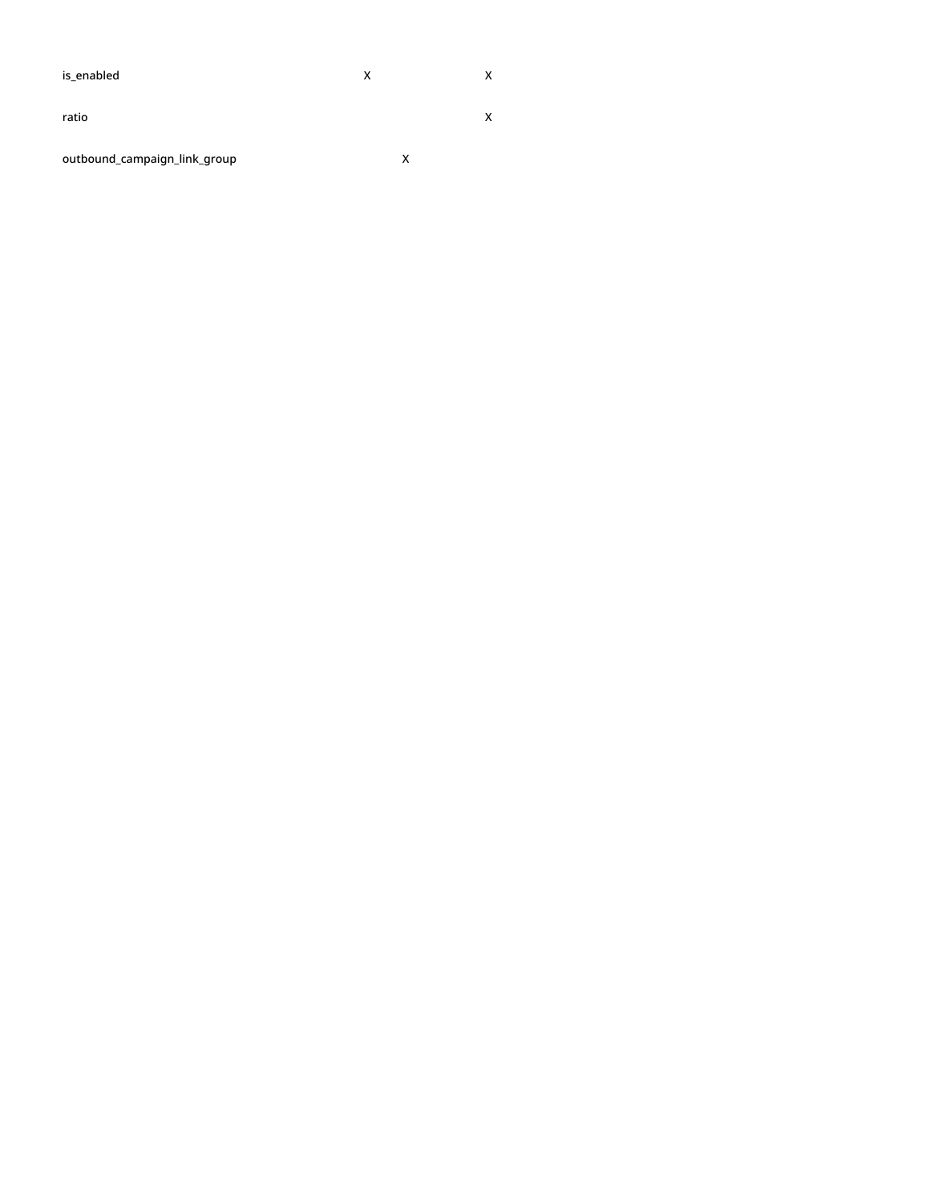| | | | |
|---|---|---|---|
| is_enabled | X | | X |
| ratio | | | X |
| outbound_campaign_link_group | | X | |